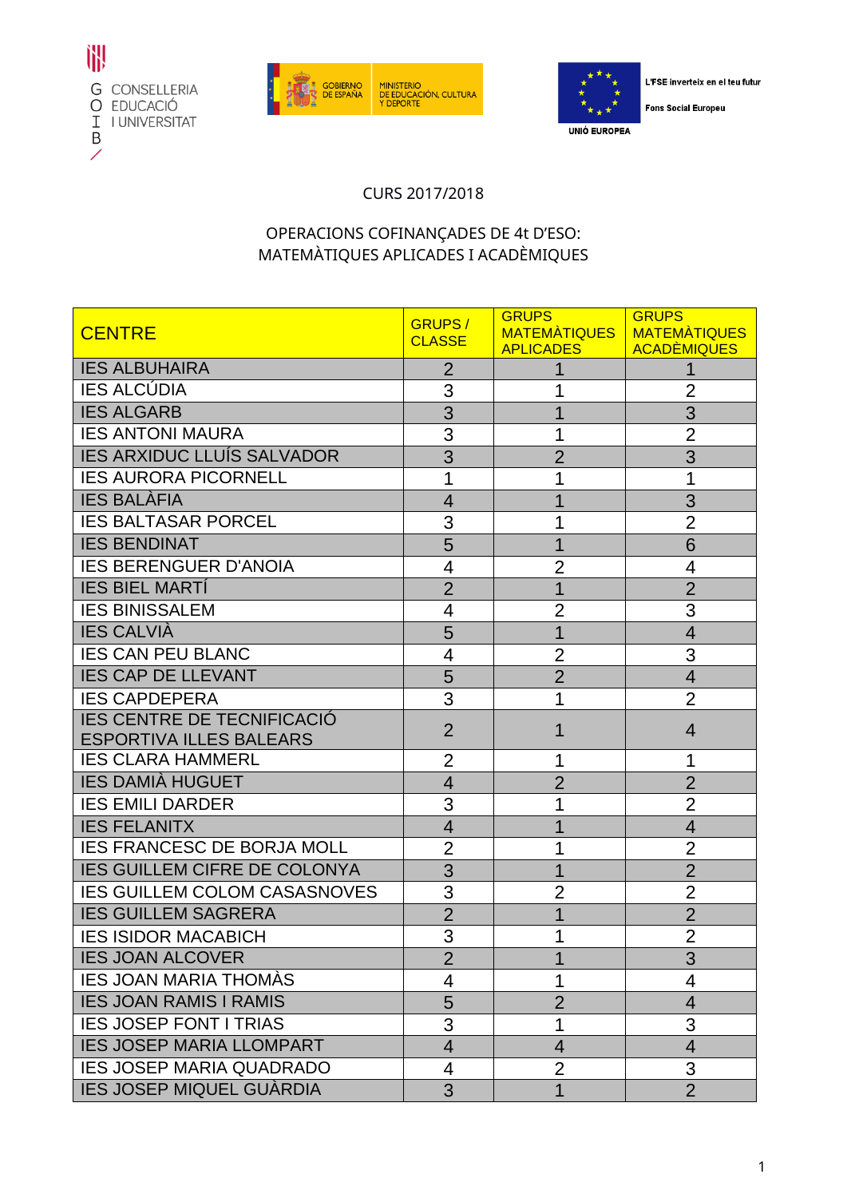G CONSELLERIA
O EDUCACIÓ
I I UNIVERSITAT
B

GOBIERNO DE ESPAÑA | MINISTERIO DE EDUCACIÓN, CULTURA Y DEPORTE

UNIÓ EUROPEA — L'FSE inverteix en el teu futur — Fons Social Europeu

CURS 2017/2018

OPERACIONS COFINANÇADES DE 4t D'ESO:
MATEMÀTIQUES APLICADES I ACADÈMIQUES

| CENTRE | GRUPS / CLASSE | GRUPS MATEMÀTIQUES APLICADES | GRUPS MATEMÀTIQUES ACADÈMIQUES |
|---|---|---|---|
| IES ALBUHAIRA | 2 | 1 | 1 |
| IES ALCÚDIA | 3 | 1 | 2 |
| IES ALGARB | 3 | 1 | 3 |
| IES ANTONI MAURA | 3 | 1 | 2 |
| IES ARXIDUC LLUÍS SALVADOR | 3 | 2 | 3 |
| IES AURORA PICORNELL | 1 | 1 | 1 |
| IES BALÀFIA | 4 | 1 | 3 |
| IES BALTASAR PORCEL | 3 | 1 | 2 |
| IES BENDINAT | 5 | 1 | 6 |
| IES BERENGUER D'ANOIA | 4 | 2 | 4 |
| IES BIEL MARTÍ | 2 | 1 | 2 |
| IES BINISSALEM | 4 | 2 | 3 |
| IES CALVIÀ | 5 | 1 | 4 |
| IES CAN PEU BLANC | 4 | 2 | 3 |
| IES CAP DE LLEVANT | 5 | 2 | 4 |
| IES CAPDEPERA | 3 | 1 | 2 |
| IES CENTRE DE TECNIFICACIÓ ESPORTIVA ILLES BALEARS | 2 | 1 | 4 |
| IES CLARA HAMMERL | 2 | 1 | 1 |
| IES DAMIÀ HUGUET | 4 | 2 | 2 |
| IES EMILI DARDER | 3 | 1 | 2 |
| IES FELANITX | 4 | 1 | 4 |
| IES FRANCESC DE BORJA MOLL | 2 | 1 | 2 |
| IES GUILLEM CIFRE DE COLONYA | 3 | 1 | 2 |
| IES GUILLEM COLOM CASASNOVES | 3 | 2 | 2 |
| IES GUILLEM SAGRERA | 2 | 1 | 2 |
| IES ISIDOR MACABICH | 3 | 1 | 2 |
| IES JOAN ALCOVER | 2 | 1 | 3 |
| IES JOAN MARIA THOMÀS | 4 | 1 | 4 |
| IES JOAN RAMIS I RAMIS | 5 | 2 | 4 |
| IES JOSEP FONT I TRIAS | 3 | 1 | 3 |
| IES JOSEP MARIA LLOMPART | 4 | 4 | 4 |
| IES JOSEP MARIA QUADRADO | 4 | 2 | 3 |
| IES JOSEP MIQUEL GUÀRDIA | 3 | 1 | 2 |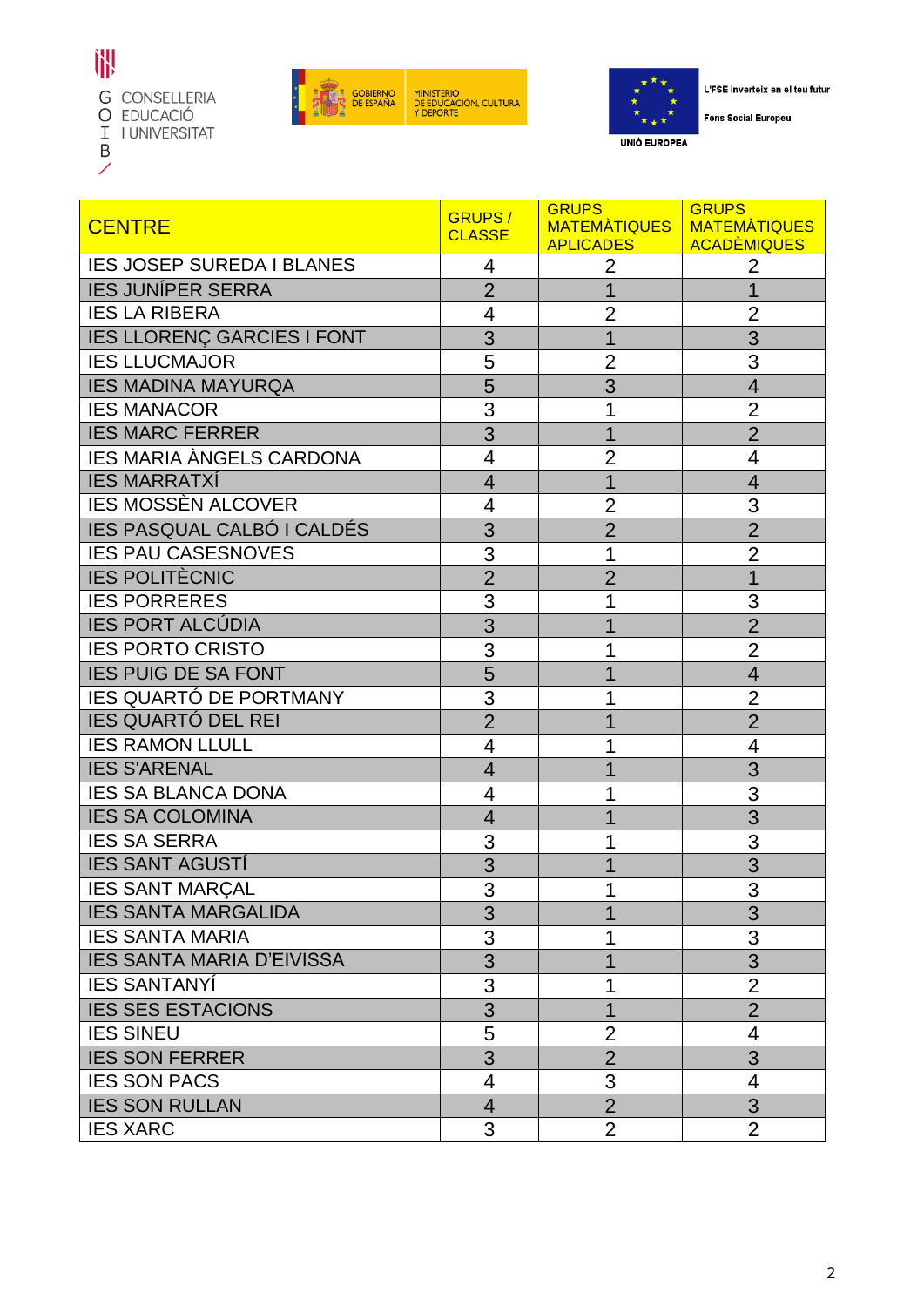| CENTRE | GRUPS / CLASSE | GRUPS MATEMÀTIQUES APLICADES | GRUPS MATEMÀTIQUES ACADÈMIQUES |
|---|---|---|---|
| IES JOSEP SUREDA I BLANES | 4 | 2 | 2 |
| IES JUNÍPER SERRA | 2 | 1 | 1 |
| IES LA RIBERA | 4 | 2 | 2 |
| IES LLORENÇ GARCIES I FONT | 3 | 1 | 3 |
| IES LLUCMAJOR | 5 | 2 | 3 |
| IES MADINA MAYURQA | 5 | 3 | 4 |
| IES MANACOR | 3 | 1 | 2 |
| IES MARC FERRER | 3 | 1 | 2 |
| IES MARIA ÀNGELS CARDONA | 4 | 2 | 4 |
| IES MARRATXÍ | 4 | 1 | 4 |
| IES MOSSÈN ALCOVER | 4 | 2 | 3 |
| IES PASQUAL CALBÓ I CALDÉS | 3 | 2 | 2 |
| IES PAU CASESNOVES | 3 | 1 | 2 |
| IES POLITÈCNIC | 2 | 2 | 1 |
| IES PORRERES | 3 | 1 | 3 |
| IES PORT ALCÚDIA | 3 | 1 | 2 |
| IES PORTO CRISTO | 3 | 1 | 2 |
| IES PUIG DE SA FONT | 5 | 1 | 4 |
| IES QUARTÓ DE PORTMANY | 3 | 1 | 2 |
| IES QUARTÓ DEL REI | 2 | 1 | 2 |
| IES RAMON LLULL | 4 | 1 | 4 |
| IES S'ARENAL | 4 | 1 | 3 |
| IES SA BLANCA DONA | 4 | 1 | 3 |
| IES SA COLOMINA | 4 | 1 | 3 |
| IES SA SERRA | 3 | 1 | 3 |
| IES SANT AGUSTÍ | 3 | 1 | 3 |
| IES SANT MARÇAL | 3 | 1 | 3 |
| IES SANTA MARGALIDA | 3 | 1 | 3 |
| IES SANTA MARIA | 3 | 1 | 3 |
| IES SANTA MARIA D'EIVISSA | 3 | 1 | 3 |
| IES SANTANYÍ | 3 | 1 | 2 |
| IES SES ESTACIONS | 3 | 1 | 2 |
| IES SINEU | 5 | 2 | 4 |
| IES SON FERRER | 3 | 2 | 3 |
| IES SON PACS | 4 | 3 | 4 |
| IES SON RULLAN | 4 | 2 | 3 |
| IES XARC | 3 | 2 | 2 |